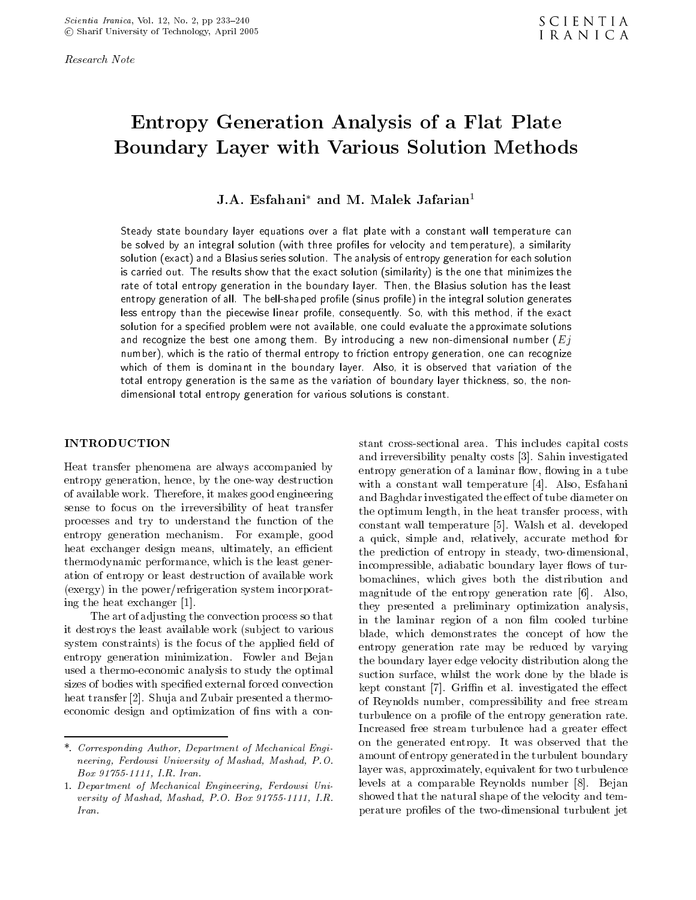Research Note

# Entropy Generation Analysis of a Flat Plate Boundary Layer with Various Solution Methods

**J.A. Esfahani*** **and M. Malek Jafarian**[1]

Steady state boundary layer equations over a flat plate with a constant wall temperature can be solved by an integral solution (with three profiles for velocity and temperature), a similarity solution (exact) and a Blasius series solution. The analysis of entropy generation for each solution is carried out. The results show that the exact solution (similarity) is the one that minimizes the rate of total entropy generation in the boundary layer. Then, the Blasius solution has the least entropy generation of all. The bell-shaped profile (sinus profile) in the integral solution generates less entropy than the piecewise linear profile, consequently. So, with this method, if the exact solution for a specified problem were not available, one could evaluate the approximate solutions and recognize the best one among them. By introducing a new non-dimensional number ($Ej$ number), which is the ratio of thermal entropy to friction entropy generation, one can recognize which of them is dominant in the boundary layer. Also, it is observed that variation of the total entropy generation is the same as the variation of boundary layer thickness, so, the non-dimensional total entropy generation for various solutions is constant.

## INTRODUCTION

Heat transfer phenomena are always accompanied by entropy generation, hence, by the one-way destruction of available work. Therefore, it makes good engineering sense to focus on the irreversibility of heat transfer processes and try to understand the function of the entropy generation mechanism. For example, good heat exchanger design means, ultimately, an efficient thermodynamic performance, which is the least generation of entropy or least destruction of available work (exergy) in the power/refrigeration system incorporating the heat exchanger [1].

The art of adjusting the convection process so that it destroys the least available work (subject to various system constraints) is the focus of the applied field of entropy generation minimization. Fowler and Bejan used a thermo-economic analysis to study the optimal sizes of bodies with specified external forced convection heat transfer [2]. Shuja and Zubair presented a thermo-economic design and optimization of fins with a constant cross-sectional area. This includes capital costs and irreversibility penalty costs [3]. Sahin investigated entropy generation of a laminar flow, flowing in a tube with a constant wall temperature [4]. Also, Esfahani and Baghdar investigated the effect of tube diameter on the optimum length, in the heat transfer process, with constant wall temperature [5]. Walsh et al. developed a quick, simple and, relatively, accurate method for the prediction of entropy in steady, two-dimensional, incompressible, adiabatic boundary layer flows of turbomachines, which gives both the distribution and magnitude of the entropy generation rate [6]. Also, they presented a preliminary optimization analysis, in the laminar region of a non film cooled turbine blade, which demonstrates the concept of how the entropy generation rate may be reduced by varying the boundary layer edge velocity distribution along the suction surface, whilst the work done by the blade is kept constant [7]. Griffin et al. investigated the effect of Reynolds number, compressibility and free stream turbulence on a profile of the entropy generation rate. Increased free stream turbulence had a greater effect on the generated entropy. It was observed that the amount of entropy generated in the turbulent boundary layer was, approximately, equivalent for two turbulence levels at a comparable Reynolds number [8]. Bejan showed that the natural shape of the velocity and temperature profiles of the two-dimensional turbulent jet

*. *Corresponding Author, Department of Mechanical Engineering, Ferdowsi University of Mashad, Mashad, P.O. Box 91755-1111, I.R. Iran.*

1. *Department of Mechanical Engineering, Ferdowsi University of Mashad, Mashad, P.O. Box 91755-1111, I.R. Iran.*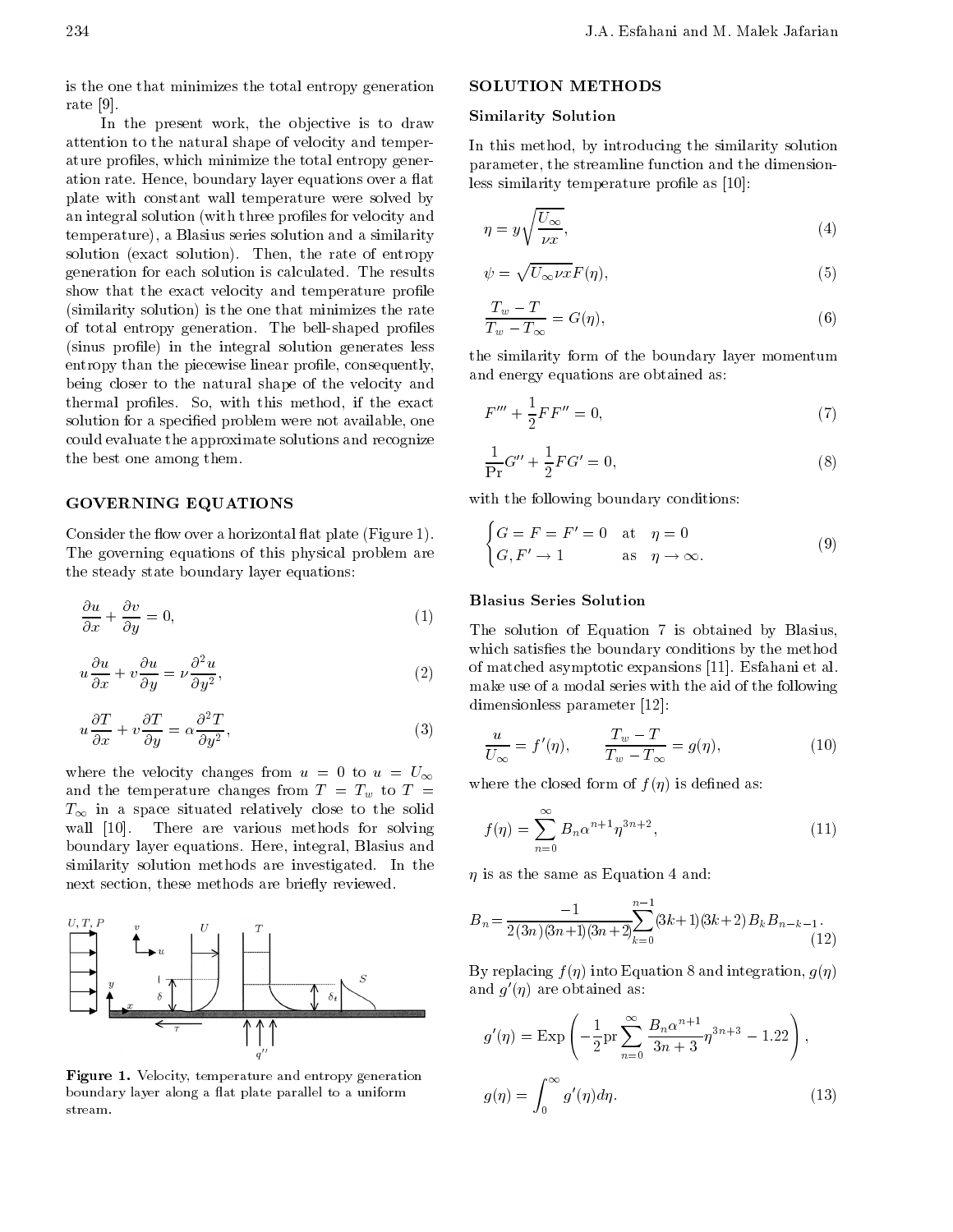is the one that minimizes the total entropy generation rate [9].

In the present work, the objective is to draw attention to the natural shape of velocity and temperature profiles, which minimize the total entropy generation rate. Hence, boundary layer equations over a flat plate with constant wall temperature were solved by an integral solution (with three profiles for velocity and temperature), a Blasius series solution and a similarity solution (exact solution). Then, the rate of entropy generation for each solution is calculated. The results show that the exact velocity and temperature profile (similarity solution) is the one that minimizes the rate of total entropy generation. The bell-shaped profiles (sinus profile) in the integral solution generates less entropy than the piecewise linear profile, consequently, being closer to the natural shape of the velocity and thermal profiles. So, with this method, if the exact solution for a specified problem were not available, one could evaluate the approximate solutions and recognize the best one among them.

## GOVERNING EQUATIONS

Consider the flow over a horizontal flat plate (Figure 1). The governing equations of this physical problem are the steady state boundary layer equations:

$$\frac{\partial u}{\partial x}+\frac{\partial v}{\partial y}=0, \tag{1}$$

$$u\frac{\partial u}{\partial x}+v\frac{\partial u}{\partial y}=\nu\frac{\partial^2 u}{\partial y^2}, \tag{2}$$

$$u\frac{\partial T}{\partial x}+v\frac{\partial T}{\partial y}=\alpha\frac{\partial^2 T}{\partial y^2}, \tag{3}$$

where the velocity changes from $u=0$ to $u=U_\infty$ and the temperature changes from $T=T_w$ to $T=T_\infty$ in a space situated relatively close to the solid wall [10]. There are various methods for solving boundary layer equations. Here, integral, Blasius and similarity solution methods are investigated. In the next section, these methods are briefly reviewed.

**Figure 1.** Velocity, temperature and entropy generation boundary layer along a flat plate parallel to a uniform stream.

## SOLUTION METHODS

### Similarity Solution

In this method, by introducing the similarity solution parameter, the streamline function and the dimensionless similarity temperature profile as [10]:

$$\eta=y\sqrt{\frac{U_\infty}{\nu x}}, \tag{4}$$

$$\psi=\sqrt{U_\infty \nu x}F(\eta), \tag{5}$$

$$\frac{T_w-T}{T_w-T_\infty}=G(\eta), \tag{6}$$

the similarity form of the boundary layer momentum and energy equations are obtained as:

$$F'''+\frac{1}{2}FF''=0, \tag{7}$$

$$\frac{1}{\mathrm{Pr}}G''+\frac{1}{2}FG'=0, \tag{8}$$

with the following boundary conditions:

$$\begin{cases} G=F=F'=0 & \text{at} \quad \eta=0 \\ G, F'\rightarrow 1 & \text{as} \quad \eta\rightarrow\infty. \end{cases} \tag{9}$$

### Blasius Series Solution

The solution of Equation 7 is obtained by Blasius, which satisfies the boundary conditions by the method of matched asymptotic expansions [11]. Esfahani et al. make use of a modal series with the aid of the following dimensionless parameter [12]:

$$\frac{u}{U_\infty}=f'(\eta), \qquad \frac{T_w-T}{T_w-T_\infty}=g(\eta), \tag{10}$$

where the closed form of $f(\eta)$ is defined as:

$$f(\eta)=\sum_{n=0}^{\infty}B_n\alpha^{n+1}\eta^{3n+2}, \tag{11}$$

$\eta$ is as the same as Equation 4 and:

$$B_n=\frac{-1}{2(3n)(3n+1)(3n+2)}\sum_{k=0}^{n-1}(3k+1)(3k+2)B_kB_{n-k-1}. \tag{12}$$

By replacing $f(\eta)$ into Equation 8 and integration, $g(\eta)$ and $g'(\eta)$ are obtained as:

$$g'(\eta)=\mathrm{Exp}\left(-\frac{1}{2}\mathrm{pr}\sum_{n=0}^{\infty}\frac{B_n\alpha^{n+1}}{3n+3}\eta^{3n+3}-1.22\right),$$

$$g(\eta)=\int_0^\infty g'(\eta)d\eta. \tag{13}$$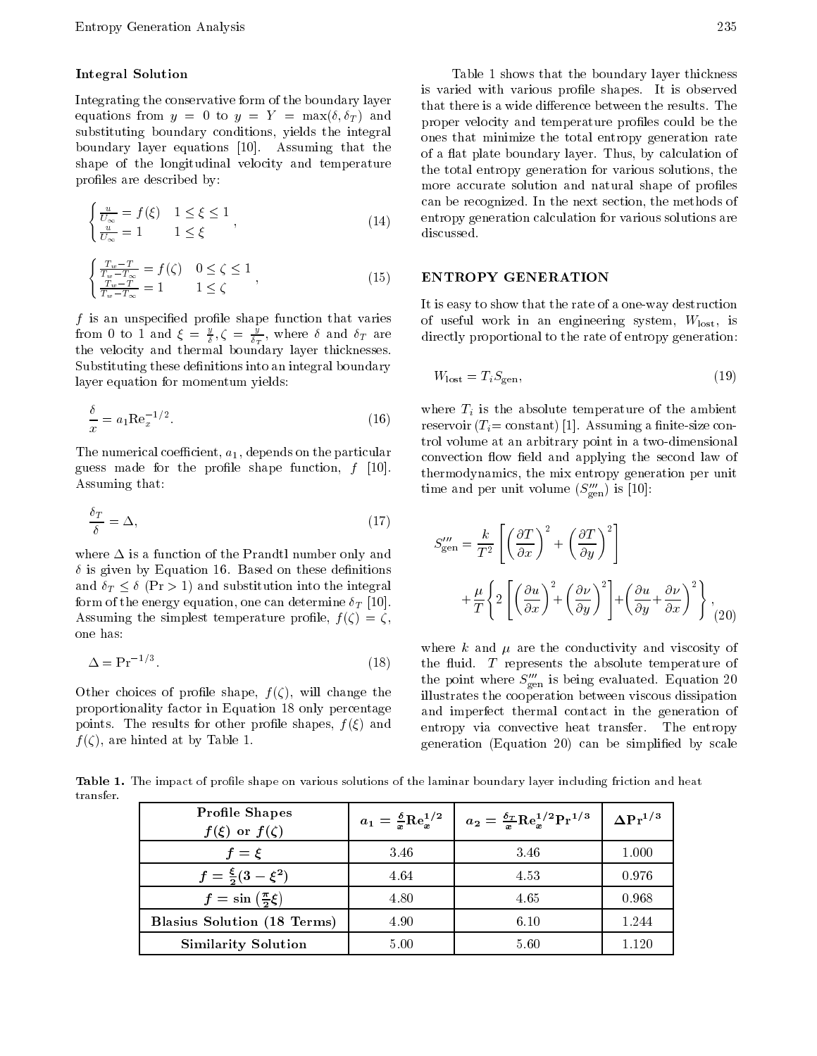### Integral Solution

Integrating the conservative form of the boundary layer equations from $y = 0$ to $y = Y = \max(\delta, \delta_T)$ and substituting boundary conditions, yields the integral boundary layer equations [10]. Assuming that the shape of the longitudinal velocity and temperature profiles are described by:

$$\begin{cases} \frac{u}{U_\infty} = f(\xi) & 1 \leq \xi \leq 1 \\ \frac{u}{U_\infty} = 1 & 1 \leq \xi \end{cases}, \tag{14}$$

$$\begin{cases} \frac{T_w - T}{T_w - T_\infty} = f(\zeta) & 0 \leq \zeta \leq 1 \\ \frac{T_w - T}{T_w - T_\infty} = 1 & 1 \leq \zeta \end{cases}, \tag{15}$$

$f$ is an unspecified profile shape function that varies from 0 to 1 and $\xi = \frac{y}{\delta}, \zeta = \frac{y}{\delta_T}$, where $\delta$ and $\delta_T$ are the velocity and thermal boundary layer thicknesses. Substituting these definitions into an integral boundary layer equation for momentum yields:

$$\frac{\delta}{x} = a_1 \mathrm{Re}_x^{-1/2}. \tag{16}$$

The numerical coefficient, $a_1$, depends on the particular guess made for the profile shape function, $f$ [10]. Assuming that:

$$\frac{\delta_T}{\delta} = \Delta, \tag{17}$$

where $\Delta$ is a function of the Prandtl number only and $\delta$ is given by Equation 16. Based on these definitions and $\delta_T \leq \delta$ ($\mathrm{Pr} > 1$) and substitution into the integral form of the energy equation, one can determine $\delta_T$ [10]. Assuming the simplest temperature profile, $f(\zeta) = \zeta$, one has:

$$\Delta = \mathrm{Pr}^{-1/3}. \tag{18}$$

Other choices of profile shape, $f(\zeta)$, will change the proportionality factor in Equation 18 only percentage points. The results for other profile shapes, $f(\xi)$ and $f(\zeta)$, are hinted at by Table 1.

Table 1 shows that the boundary layer thickness is varied with various profile shapes. It is observed that there is a wide difference between the results. The proper velocity and temperature profiles could be the ones that minimize the total entropy generation rate of a flat plate boundary layer. Thus, by calculation of the total entropy generation for various solutions, the more accurate solution and natural shape of profiles can be recognized. In the next section, the methods of entropy generation calculation for various solutions are discussed.

## ENTROPY GENERATION

It is easy to show that the rate of a one-way destruction of useful work in an engineering system, $W_{\text{lost}}$, is directly proportional to the rate of entropy generation:

$$W_{\text{lost}} = T_i S_{\text{gen}}, \tag{19}$$

where $T_i$ is the absolute temperature of the ambient reservoir ($T_i$= constant) [1]. Assuming a finite-size control volume at an arbitrary point in a two-dimensional convection flow field and applying the second law of thermodynamics, the mix entropy generation per unit time and per unit volume ($S'''_{\text{gen}}$) is [10]:

$$S'''_{\text{gen}} = \frac{k}{T^2}\left[\left(\frac{\partial T}{\partial x}\right)^2 + \left(\frac{\partial T}{\partial y}\right)^2\right] + \frac{\mu}{T}\left\{2\left[\left(\frac{\partial u}{\partial x}\right)^2 + \left(\frac{\partial \nu}{\partial y}\right)^2\right] + \left(\frac{\partial u}{\partial y} + \frac{\partial \nu}{\partial x}\right)^2\right\}, \tag{20}$$

where $k$ and $\mu$ are the conductivity and viscosity of the fluid. $T$ represents the absolute temperature of the point where $S'''_{\text{gen}}$ is being evaluated. Equation 20 illustrates the cooperation between viscous dissipation and imperfect thermal contact in the generation of entropy via convective heat transfer. The entropy generation (Equation 20) can be simplified by scale

**Table 1.** The impact of profile shape on various solutions of the laminar boundary layer including friction and heat transfer.

| Profile Shapes $f(\xi)$ or $f(\zeta)$ | $a_1 = \frac{\delta}{x}\mathrm{Re}_x^{1/2}$ | $a_2 = \frac{\delta_T}{x}\mathrm{Re}_x^{1/2}\mathrm{Pr}^{1/3}$ | $\Delta \mathrm{Pr}^{1/3}$ |
|---|---|---|---|
| $f = \xi$ | 3.46 | 3.46 | 1.000 |
| $f = \frac{\xi}{2}(3 - \xi^2)$ | 4.64 | 4.53 | 0.976 |
| $f = \sin\left(\frac{\pi}{2}\xi\right)$ | 4.80 | 4.65 | 0.968 |
| **Blasius Solution (18 Terms)** | 4.90 | 6.10 | 1.244 |
| **Similarity Solution** | 5.00 | 5.60 | 1.120 |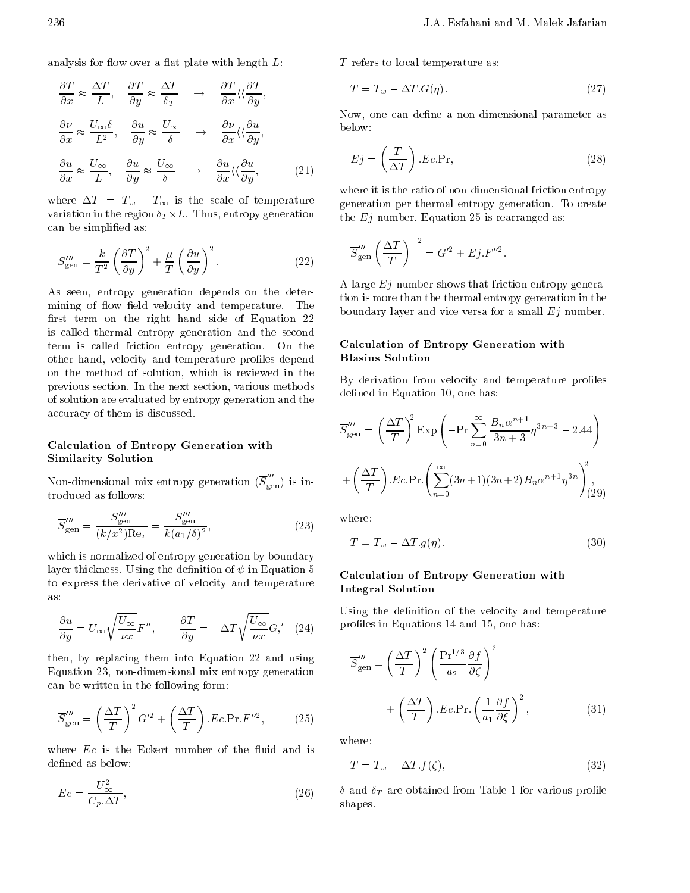analysis for flow over a flat plate with length $L$:

$$\frac{\partial T}{\partial x} \approx \frac{\Delta T}{L}, \quad \frac{\partial T}{\partial y} \approx \frac{\Delta T}{\delta_T} \quad \rightarrow \quad \frac{\partial T}{\partial x} \langle\langle \frac{\partial T}{\partial y},$$

$$\frac{\partial \nu}{\partial x} \approx \frac{U_\infty \delta}{L^2}, \quad \frac{\partial u}{\partial y} \approx \frac{U_\infty}{\delta} \quad \rightarrow \quad \frac{\partial \nu}{\partial x} \langle\langle \frac{\partial u}{\partial y},$$

$$\frac{\partial u}{\partial x} \approx \frac{U_\infty}{L}, \quad \frac{\partial u}{\partial y} \approx \frac{U_\infty}{\delta} \quad \rightarrow \quad \frac{\partial u}{\partial x} \langle\langle \frac{\partial u}{\partial y}, \tag{21}$$

where $\Delta T = T_w - T_\infty$ is the scale of temperature variation in the region $\delta_T \times L$. Thus, entropy generation can be simplified as:

$$S'''_{\text{gen}} = \frac{k}{T^2}\left(\frac{\partial T}{\partial y}\right)^2 + \frac{\mu}{T}\left(\frac{\partial u}{\partial y}\right)^2. \tag{22}$$

As seen, entropy generation depends on the determining of flow field velocity and temperature. The first term on the right hand side of Equation 22 is called thermal entropy generation and the second term is called friction entropy generation. On the other hand, velocity and temperature profiles depend on the method of solution, which is reviewed in the previous section. In the next section, various methods of solution are evaluated by entropy generation and the accuracy of them is discussed.

### Calculation of Entropy Generation with Similarity Solution

Non-dimensional mix entropy generation ($\overline{S}'''_{\text{gen}}$) is introduced as follows:

$$\overline{S}'''_{\text{gen}} = \frac{S'''_{\text{gen}}}{(k/x^2)\text{Re}_x} = \frac{S'''_{\text{gen}}}{k(a_1/\delta)^2}, \tag{23}$$

which is normalized of entropy generation by boundary layer thickness. Using the definition of $\psi$ in Equation 5 to express the derivative of velocity and temperature as:

$$\frac{\partial u}{\partial y} = U_\infty\sqrt{\frac{U_\infty}{\nu x}}F'', \qquad \frac{\partial T}{\partial y} = -\Delta T\sqrt{\frac{U_\infty}{\nu x}}G,' \tag{24}$$

then, by replacing them into Equation 22 and using Equation 23, non-dimensional mix entropy generation can be written in the following form:

$$\overline{S}'''_{\text{gen}} = \left(\frac{\Delta T}{T}\right)^2 G'^2 + \left(\frac{\Delta T}{T}\right).Ec.\text{Pr}.F''^2, \tag{25}$$

where $Ec$ is the Eckert number of the fluid and is defined as below:

$$Ec = \frac{U_\infty^2}{C_p.\Delta T}, \tag{26}$$

$T$ refers to local temperature as:

$$T = T_w - \Delta T.G(\eta). \tag{27}$$

Now, one can define a non-dimensional parameter as below:

$$Ej = \left(\frac{T}{\Delta T}\right).Ec.\text{Pr}, \tag{28}$$

where it is the ratio of non-dimensional friction entropy generation per thermal entropy generation. To create the $Ej$ number, Equation 25 is rearranged as:

$$\overline{S}'''_{\text{gen}}\left(\frac{\Delta T}{T}\right)^{-2} = G'^2 + Ej.F''^2.$$

A large $Ej$ number shows that friction entropy generation is more than the thermal entropy generation in the boundary layer and vice versa for a small $Ej$ number.

### Calculation of Entropy Generation with Blasius Solution

By derivation from velocity and temperature profiles defined in Equation 10, one has:

$$\overline{S}'''_{\text{gen}} = \left(\frac{\Delta T}{T}\right)^2 \text{Exp}\left(-\text{Pr}\sum_{n=0}^{\infty}\frac{B_n\alpha^{n+1}}{3n+3}\eta^{3n+3} - 2.44\right)$$

$$+\left(\frac{\Delta T}{T}\right).Ec.\text{Pr}.\left(\sum_{n=0}^{\infty}(3n+1)(3n+2)B_n\alpha^{n+1}\eta^{3n}\right)^2, \tag{29}$$

where:

$$T = T_w - \Delta T.g(\eta). \tag{30}$$

### Calculation of Entropy Generation with Integral Solution

Using the definition of the velocity and temperature profiles in Equations 14 and 15, one has:

$$\overline{S}'''_{\text{gen}} = \left(\frac{\Delta T}{T}\right)^2\left(\frac{\text{Pr}^{1/3}}{a_2}\frac{\partial f}{\partial \zeta}\right)^2$$

$$+\left(\frac{\Delta T}{T}\right).Ec.\text{Pr}.\left(\frac{1}{a_1}\frac{\partial f}{\partial \xi}\right)^2, \tag{31}$$

where:

$$T = T_w - \Delta T.f(\zeta), \tag{32}$$

$\delta$ and $\delta_T$ are obtained from Table 1 for various profile shapes.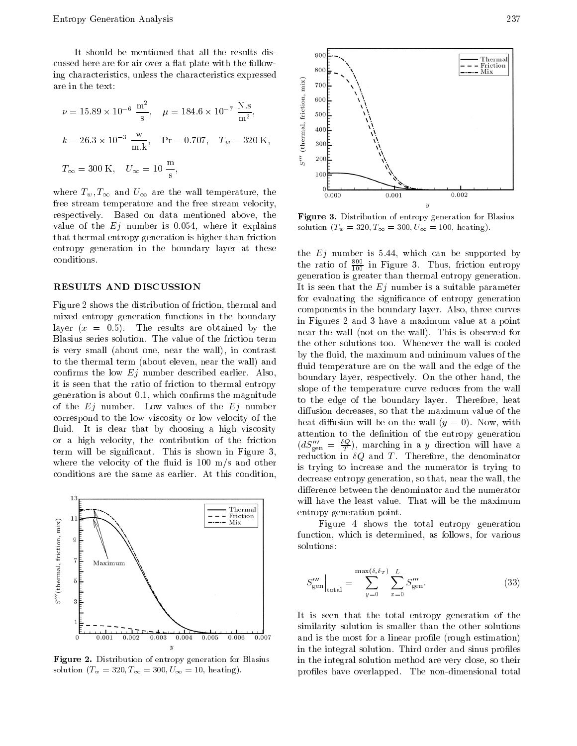It should be mentioned that all the results discussed here are for air over a flat plate with the following characteristics, unless the characteristics expressed are in the text:

$$\nu = 15.89 \times 10^{-6}\ \frac{\text{m}^2}{\text{s}}, \quad \mu = 184.6 \times 10^{-7}\ \frac{\text{N.s}}{\text{m}^2},$$

$$k = 26.3 \times 10^{-3}\ \frac{\text{w}}{\text{m.k}}, \quad \text{Pr} = 0.707, \quad T_w = 320\ \text{K},$$

$$T_\infty = 300\ \text{K}, \quad U_\infty = 10\ \frac{\text{m}}{\text{s}},$$

where $T_w, T_\infty$ and $U_\infty$ are the wall temperature, the free stream temperature and the free stream velocity, respectively. Based on data mentioned above, the value of the $Ej$ number is 0.054, where it explains that thermal entropy generation is higher than friction entropy generation in the boundary layer at these conditions.

## RESULTS AND DISCUSSION

Figure 2 shows the distribution of friction, thermal and mixed entropy generation functions in the boundary layer ($x = 0.5$). The results are obtained by the Blasius series solution. The value of the friction term is very small (about one, near the wall), in contrast to the thermal term (about eleven, near the wall) and confirms the low $Ej$ number described earlier. Also, it is seen that the ratio of friction to thermal entropy generation is about 0.1, which confirms the magnitude of the $Ej$ number. Low values of the $Ej$ number correspond to the low viscosity or low velocity of the fluid. It is clear that by choosing a high viscosity or a high velocity, the contribution of the friction term will be significant. This is shown in Figure 3, where the velocity of the fluid is 100 m/s and other conditions are the same as earlier. At this condition, the $Ej$ number is 5.44, which can be supported by the ratio of $\frac{800}{100}$ in Figure 3. Thus, friction entropy generation is greater than thermal entropy generation. It is seen that the $Ej$ number is a suitable parameter for evaluating the significance of entropy generation components in the boundary layer. Also, three curves in Figures 2 and 3 have a maximum value at a point near the wall (not on the wall). This is observed for the other solutions too. Whenever the wall is cooled by the fluid, the maximum and minimum values of the fluid temperature are on the wall and the edge of the boundary layer, respectively. On the other hand, the slope of the temperature curve reduces from the wall to the edge of the boundary layer. Therefore, heat diffusion decreases, so that the maximum value of the heat diffusion will be on the wall ($y = 0$). Now, with attention to the definition of the entropy generation ($dS'''_{\text{gen}} = \frac{\delta Q}{T}$), marching in a $y$ direction will have a reduction in $\delta Q$ and $T$. Therefore, the denominator is trying to increase and the numerator is trying to decrease entropy generation, so that, near the wall, the difference between the denominator and the numerator will have the least value. That will be the maximum entropy generation point.

**Figure 2.** Distribution of entropy generation for Blasius solution ($T_w = 320, T_\infty = 300, U_\infty = 10$, heating).

**Figure 3.** Distribution of entropy generation for Blasius solution ($T_w = 320, T_\infty = 300, U_\infty = 100$, heating).

Figure 4 shows the total entropy generation function, which is determined, as follows, for various solutions:

$$S'''_{\text{gen}}\Big|_{\text{total}} = \sum_{y=0}^{\max(\delta,\delta_T)} \sum_{x=0}^{L} S'''_{\text{gen}}. \tag{33}$$

It is seen that the total entropy generation of the similarity solution is smaller than the other solutions and is the most for a linear profile (rough estimation) in the integral solution. Third order and sinus profiles in the integral solution method are very close, so their profiles have overlapped. The non-dimensional total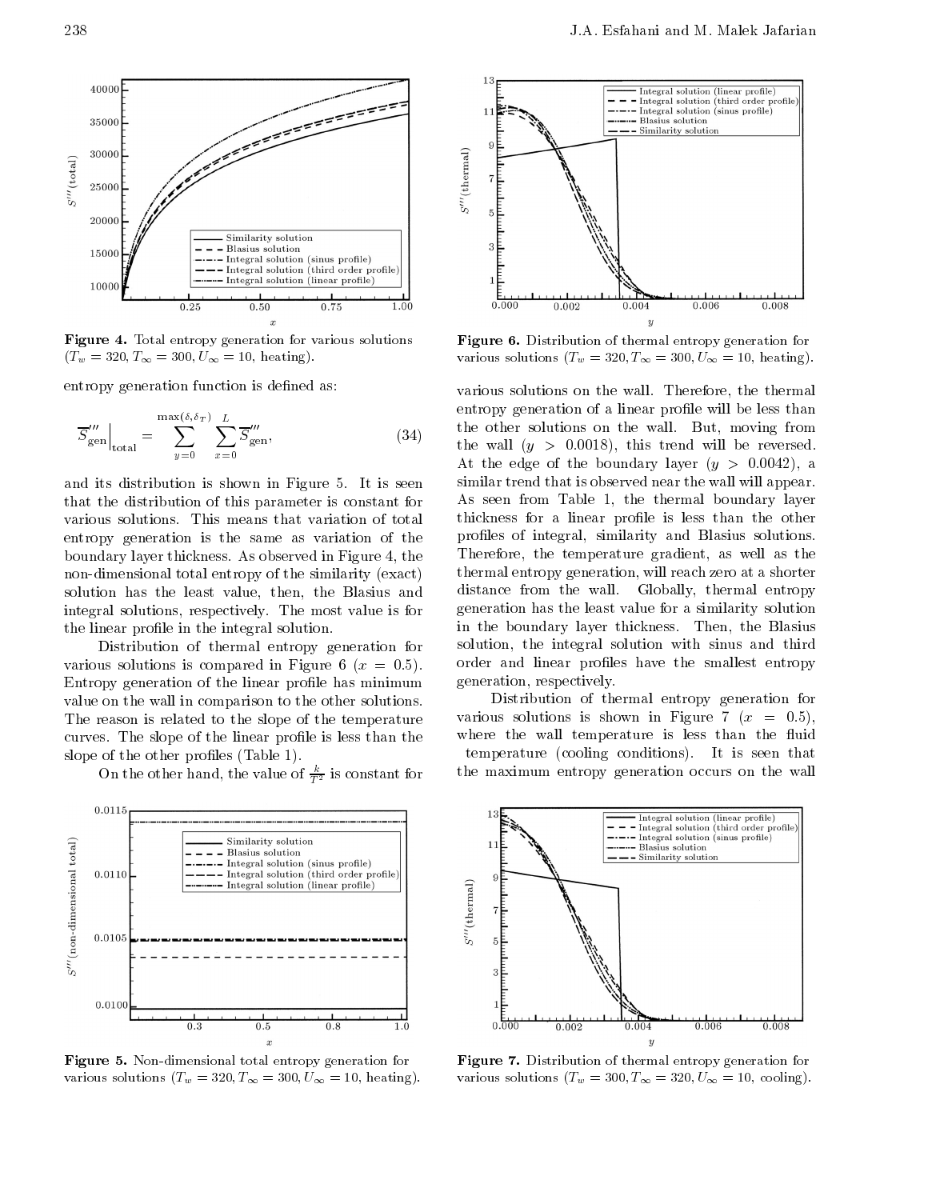**Figure 4.** Total entropy generation for various solutions ($T_w = 320, T_\infty = 300, U_\infty = 10$, heating).

entropy generation function is defined as:

$$\left.\overline{S}'''_{\text{gen}}\right|_{\text{total}} = \sum_{y=0}^{\max(\delta,\delta_T)} \sum_{x=0}^{L} \overline{S}'''_{\text{gen}}, \tag{34}$$

and its distribution is shown in Figure 5. It is seen that the distribution of this parameter is constant for various solutions. This means that variation of total entropy generation is the same as variation of the boundary layer thickness. As observed in Figure 4, the non-dimensional total entropy of the similarity (exact) solution has the least value, then, the Blasius and integral solutions, respectively. The most value is for the linear profile in the integral solution.

Distribution of thermal entropy generation for various solutions is compared in Figure 6 ($x = 0.5$). Entropy generation of the linear profile has minimum value on the wall in comparison to the other solutions. The reason is related to the slope of the temperature curves. The slope of the linear profile is less than the slope of the other profiles (Table 1).

On the other hand, the value of $\frac{k}{T^2}$ is constant for various solutions on the wall. Therefore, the thermal entropy generation of a linear profile will be less than the other solutions on the wall. But, moving from the wall ($y > 0.0018$), this trend will be reversed. At the edge of the boundary layer ($y > 0.0042$), a similar trend that is observed near the wall will appear. As seen from Table 1, the thermal boundary layer thickness for a linear profile is less than the other profiles of integral, similarity and Blasius solutions. Therefore, the temperature gradient, as well as the thermal entropy generation, will reach zero at a shorter distance from the wall. Globally, thermal entropy generation has the least value for a similarity solution in the boundary layer thickness. Then, the Blasius solution, the integral solution with sinus and third order and linear profiles have the smallest entropy generation, respectively.

Distribution of thermal entropy generation for various solutions is shown in Figure 7 ($x = 0.5$), where the wall temperature is less than the fluid temperature (cooling conditions). It is seen that the maximum entropy generation occurs on the wall

**Figure 5.** Non-dimensional total entropy generation for various solutions ($T_w = 320, T_\infty = 300, U_\infty = 10$, heating).

**Figure 6.** Distribution of thermal entropy generation for various solutions ($T_w = 320, T_\infty = 300, U_\infty = 10$, heating).

**Figure 7.** Distribution of thermal entropy generation for various solutions ($T_w = 300, T_\infty = 320, U_\infty = 10$, cooling).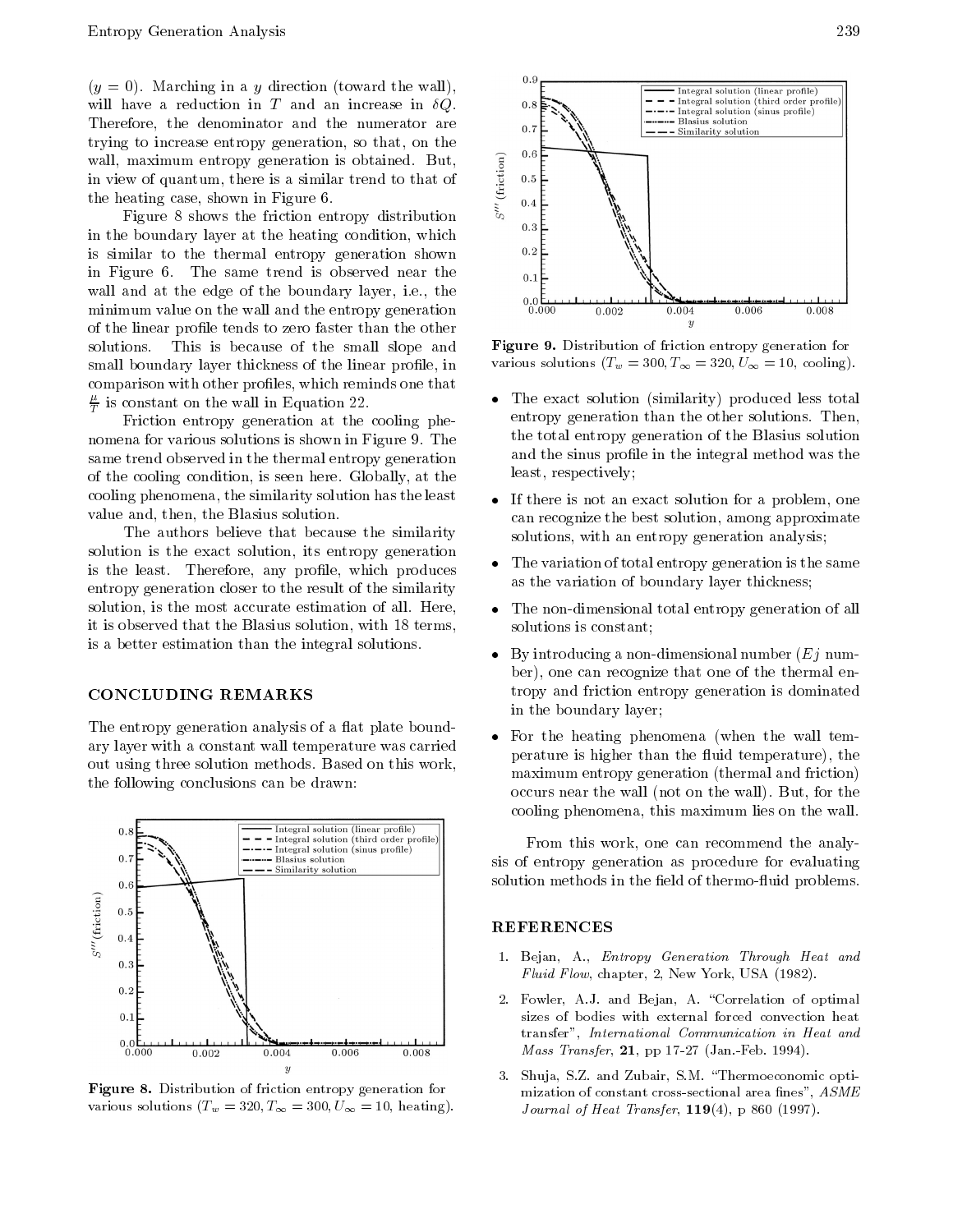($y = 0$). Marching in a $y$ direction (toward the wall), will have a reduction in $T$ and an increase in $\delta Q$. Therefore, the denominator and the numerator are trying to increase entropy generation, so that, on the wall, maximum entropy generation is obtained. But, in view of quantum, there is a similar trend to that of the heating case, shown in Figure 6.

Figure 8 shows the friction entropy distribution in the boundary layer at the heating condition, which is similar to the thermal entropy generation shown in Figure 6. The same trend is observed near the wall and at the edge of the boundary layer, i.e., the minimum value on the wall and the entropy generation of the linear profile tends to zero faster than the other solutions. This is because of the small slope and small boundary layer thickness of the linear profile, in comparison with other profiles, which reminds one that $\frac{\mu}{T}$ is constant on the wall in Equation 22.

Friction entropy generation at the cooling phenomena for various solutions is shown in Figure 9. The same trend observed in the thermal entropy generation of the cooling condition, is seen here. Globally, at the cooling phenomena, the similarity solution has the least value and, then, the Blasius solution.

The authors believe that because the similarity solution is the exact solution, its entropy generation is the least. Therefore, any profile, which produces entropy generation closer to the result of the similarity solution, is the most accurate estimation of all. Here, it is observed that the Blasius solution, with 18 terms, is a better estimation than the integral solutions.

## CONCLUDING REMARKS

The entropy generation analysis of a flat plate boundary layer with a constant wall temperature was carried out using three solution methods. Based on this work, the following conclusions can be drawn:

**Figure 8.** Distribution of friction entropy generation for various solutions ($T_w = 320, T_\infty = 300, U_\infty = 10$, heating).

**Figure 9.** Distribution of friction entropy generation for various solutions ($T_w = 300, T_\infty = 320, U_\infty = 10$, cooling).

- The exact solution (similarity) produced less total entropy generation than the other solutions. Then, the total entropy generation of the Blasius solution and the sinus profile in the integral method was the least, respectively;
- If there is not an exact solution for a problem, one can recognize the best solution, among approximate solutions, with an entropy generation analysis;
- The variation of total entropy generation is the same as the variation of boundary layer thickness;
- The non-dimensional total entropy generation of all solutions is constant;
- By introducing a non-dimensional number ($Ej$ number), one can recognize that one of the thermal entropy and friction entropy generation is dominated in the boundary layer;
- For the heating phenomena (when the wall temperature is higher than the fluid temperature), the maximum entropy generation (thermal and friction) occurs near the wall (not on the wall). But, for the cooling phenomena, this maximum lies on the wall.

From this work, one can recommend the analysis of entropy generation as procedure for evaluating solution methods in the field of thermo-fluid problems.

## REFERENCES

1. Bejan, A., *Entropy Generation Through Heat and Fluid Flow*, chapter, 2, New York, USA (1982).
2. Fowler, A.J. and Bejan, A. "Correlation of optimal sizes of bodies with external forced convection heat transfer", *International Communication in Heat and Mass Transfer*, **21**, pp 17-27 (Jan.-Feb. 1994).
3. Shuja, S.Z. and Zubair, S.M. "Thermoeconomic optimization of constant cross-sectional area fines", *ASME Journal of Heat Transfer*, **119**(4), p 860 (1997).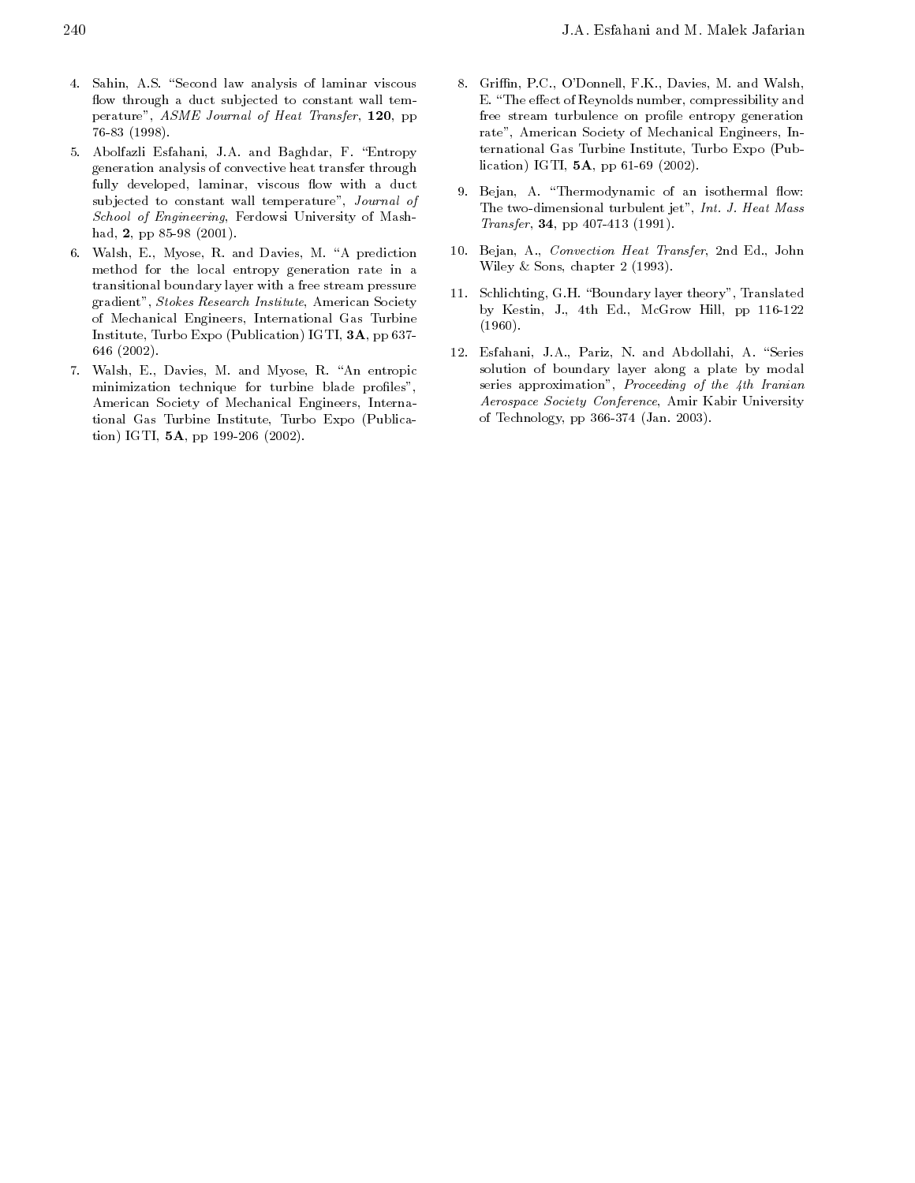4. Sahin, A.S. "Second law analysis of laminar viscous flow through a duct subjected to constant wall temperature", *ASME Journal of Heat Transfer*, **120**, pp 76-83 (1998).

5. Abolfazli Esfahani, J.A. and Baghdar, F. "Entropy generation analysis of convective heat transfer through fully developed, laminar, viscous flow with a duct subjected to constant wall temperature", *Journal of School of Engineering*, Ferdowsi University of Mashhad, **2**, pp 85-98 (2001).

6. Walsh, E., Myose, R. and Davies, M. "A prediction method for the local entropy generation rate in a transitional boundary layer with a free stream pressure gradient", *Stokes Research Institute*, American Society of Mechanical Engineers, International Gas Turbine Institute, Turbo Expo (Publication) IGTI, **3A**, pp 637-646 (2002).

7. Walsh, E., Davies, M. and Myose, R. "An entropic minimization technique for turbine blade profiles", American Society of Mechanical Engineers, International Gas Turbine Institute, Turbo Expo (Publication) IGTI, **5A**, pp 199-206 (2002).

8. Griffin, P.C., O'Donnell, F.K., Davies, M. and Walsh, E. "The effect of Reynolds number, compressibility and free stream turbulence on profile entropy generation rate", American Society of Mechanical Engineers, International Gas Turbine Institute, Turbo Expo (Publication) IGTI, **5A**, pp 61-69 (2002).

9. Bejan, A. "Thermodynamic of an isothermal flow: The two-dimensional turbulent jet", *Int. J. Heat Mass Transfer*, **34**, pp 407-413 (1991).

10. Bejan, A., *Convection Heat Transfer*, 2nd Ed., John Wiley & Sons, chapter 2 (1993).

11. Schlichting, G.H. "Boundary layer theory", Translated by Kestin, J., 4th Ed., McGrow Hill, pp 116-122 (1960).

12. Esfahani, J.A., Pariz, N. and Abdollahi, A. "Series solution of boundary layer along a plate by modal series approximation", *Proceeding of the 4th Iranian Aerospace Society Conference*, Amir Kabir University of Technology, pp 366-374 (Jan. 2003).